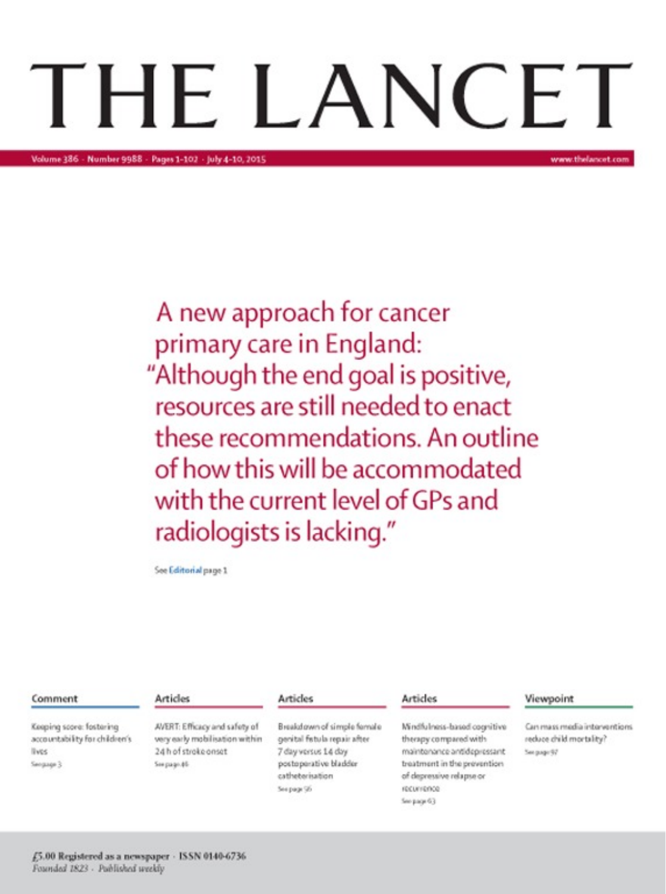# THE LANCET

A new approach for cancer primary care in England: "Although the end goal is positive, resources are still needed to enact these recommendations. An outline of how this will be accommodated with the current level of GPs and radiologists is lacking."

See Editorial page 1

**Comment**

Keeping score: fostering accountability for children's lives

See page 3

**Articles**

AVERT: Efficacy and safety of very early mobilisation within 24 h of stroke onset

See page 46

**Articles**

Breakdown of simple female genital fistula repair after 7 day versus 14 day postoperative bladder catheterisation

See page 56

**Articles**

Mindfulness-based cognitive therapy compared with maintenance antidepressant treatment in the prevention of depressive relapse or recurrence

See page 63

**Viewpoint**

Can mass media interventions reduce child mortality?

See page 97

£5.00 Registered as a newspaper · ISSN 0140-6736

*Founded 1823 · Published weekly*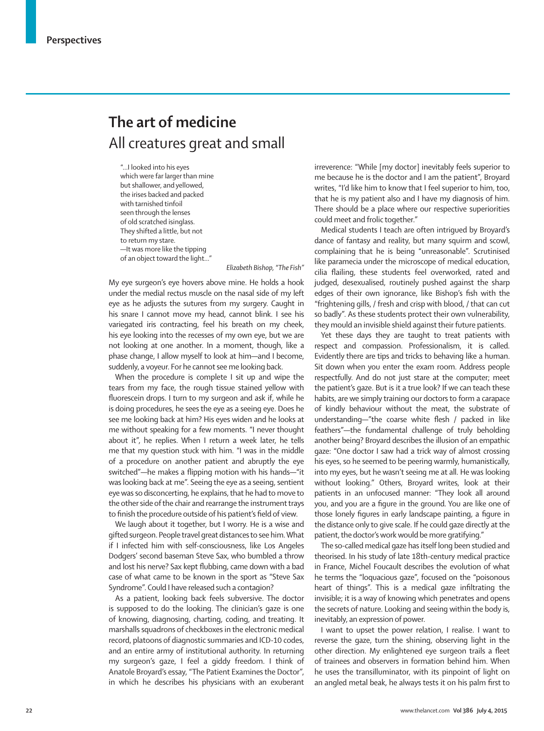# The art of medicine

## All creatures great and small

> "...I looked into his eyes
> which were far larger than mine
> but shallower, and yellowed,
> the irises backed and packed
> with tarnished tinfoil
> seen through the lenses
> of old scratched isinglass.
> They shifted a little, but not
> to return my stare.
> —It was more like the tipping
> of an object toward the light..."
>
> *Elizabeth Bishop, "The Fish"*

My eye surgeon's eye hovers above mine. He holds a hook under the medial rectus muscle on the nasal side of my left eye as he adjusts the sutures from my surgery. Caught in his snare I cannot move my head, cannot blink. I see his variegated iris contracting, feel his breath on my cheek, his eye looking into the recesses of my own eye, but we are not looking at one another. In a moment, though, like a phase change, I allow myself to look at him—and I become, suddenly, a voyeur. For he cannot see me looking back.

When the procedure is complete I sit up and wipe the tears from my face, the rough tissue stained yellow with fluorescein drops. I turn to my surgeon and ask if, while he is doing procedures, he sees the eye as a seeing eye. Does he see me looking back at him? His eyes widen and he looks at me without speaking for a few moments. "I never thought about it", he replies. When I return a week later, he tells me that my question stuck with him. "I was in the middle of a procedure on another patient and abruptly the eye switched"—he makes a flipping motion with his hands—"it was looking back at me". Seeing the eye as a seeing, sentient eye was so disconcerting, he explains, that he had to move to the other side of the chair and rearrange the instrument trays to finish the procedure outside of his patient's field of view.

We laugh about it together, but I worry. He is a wise and gifted surgeon. People travel great distances to see him. What if I infected him with self-consciousness, like Los Angeles Dodgers' second baseman Steve Sax, who bumbled a throw and lost his nerve? Sax kept flubbing, came down with a bad case of what came to be known in the sport as "Steve Sax Syndrome". Could I have released such a contagion?

As a patient, looking back feels subversive. The doctor is supposed to do the looking. The clinician's gaze is one of knowing, diagnosing, charting, coding, and treating. It marshalls squadrons of checkboxes in the electronic medical record, platoons of diagnostic summaries and ICD-10 codes, and an entire army of institutional authority. In returning my surgeon's gaze, I feel a giddy freedom. I think of Anatole Broyard's essay, "The Patient Examines the Doctor", in which he describes his physicians with an exuberant irreverence: "While [my doctor] inevitably feels superior to me because he is the doctor and I am the patient", Broyard writes, "I'd like him to know that I feel superior to him, too, that he is my patient also and I have my diagnosis of him. There should be a place where our respective superiorities could meet and frolic together."

Medical students I teach are often intrigued by Broyard's dance of fantasy and reality, but many squirm and scowl, complaining that he is being "unreasonable". Scrutinised like paramecia under the microscope of medical education, cilia flailing, these students feel overworked, rated and judged, desexualised, routinely pushed against the sharp edges of their own ignorance, like Bishop's fish with the "frightening gills, / fresh and crisp with blood, / that can cut so badly". As these students protect their own vulnerability, they mould an invisible shield against their future patients.

Yet these days they are taught to treat patients with respect and compassion. Professionalism, it is called. Evidently there are tips and tricks to behaving like a human. Sit down when you enter the exam room. Address people respectfully. And do not just stare at the computer; meet the patient's gaze. But is it a true look? If we can teach these habits, are we simply training our doctors to form a carapace of kindly behaviour without the meat, the substrate of understanding—"the coarse white flesh / packed in like feathers"—the fundamental challenge of truly beholding another being? Broyard describes the illusion of an empathic gaze: "One doctor I saw had a trick way of almost crossing his eyes, so he seemed to be peering warmly, humanistically, into my eyes, but he wasn't seeing me at all. He was looking without looking." Others, Broyard writes, look at their patients in an unfocused manner: "They look all around you, and you are a figure in the ground. You are like one of those lonely figures in early landscape painting, a figure in the distance only to give scale. If he could gaze directly at the patient, the doctor's work would be more gratifying."

The so-called medical gaze has itself long been studied and theorised. In his study of late 18th-century medical practice in France, Michel Foucault describes the evolution of what he terms the "loquacious gaze", focused on the "poisonous heart of things". This is a medical gaze infiltrating the invisible; it is a way of knowing which penetrates and opens the secrets of nature. Looking and seeing within the body is, inevitably, an expression of power.

I want to upset the power relation, I realise. I want to reverse the gaze, turn the shining, observing light in the other direction. My enlightened eye surgeon trails a fleet of trainees and observers in formation behind him. When he uses the transilluminator, with its pinpoint of light on an angled metal beak, he always tests it on his palm first to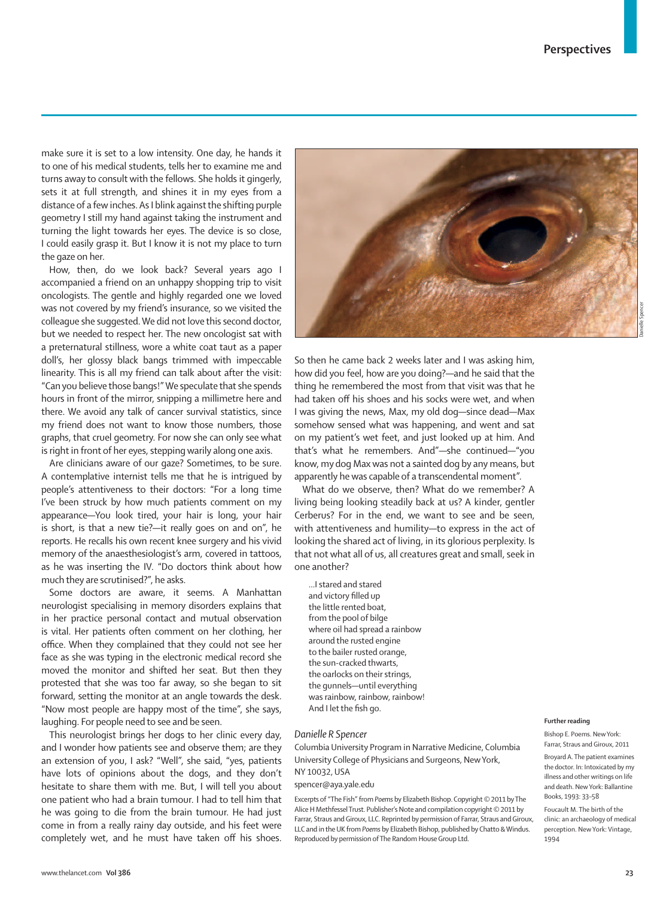make sure it is set to a low intensity. One day, he hands it to one of his medical students, tells her to examine me and turns away to consult with the fellows. She holds it gingerly, sets it at full strength, and shines it in my eyes from a distance of a few inches. As I blink against the shifting purple geometry I still my hand against taking the instrument and turning the light towards her eyes. The device is so close, I could easily grasp it. But I know it is not my place to turn the gaze on her.

How, then, do we look back? Several years ago I accompanied a friend on an unhappy shopping trip to visit oncologists. The gentle and highly regarded one we loved was not covered by my friend's insurance, so we visited the colleague she suggested. We did not love this second doctor, but we needed to respect her. The new oncologist sat with a preternatural stillness, wore a white coat taut as a paper doll's, her glossy black bangs trimmed with impeccable linearity. This is all my friend can talk about after the visit: "Can you believe those bangs!" We speculate that she spends hours in front of the mirror, snipping a millimetre here and there. We avoid any talk of cancer survival statistics, since my friend does not want to know those numbers, those graphs, that cruel geometry. For now she can only see what is right in front of her eyes, stepping warily along one axis.

Are clinicians aware of our gaze? Sometimes, to be sure. A contemplative internist tells me that he is intrigued by people's attentiveness to their doctors: "For a long time I've been struck by how much patients comment on my appearance—You look tired, your hair is long, your hair is short, is that a new tie?—it really goes on and on", he reports. He recalls his own recent knee surgery and his vivid memory of the anaesthesiologist's arm, covered in tattoos, as he was inserting the IV. "Do doctors think about how much they are scrutinised?", he asks.

Some doctors are aware, it seems. A Manhattan neurologist specialising in memory disorders explains that in her practice personal contact and mutual observation is vital. Her patients often comment on her clothing, her office. When they complained that they could not see her face as she was typing in the electronic medical record she moved the monitor and shifted her seat. But then they protested that she was too far away, so she began to sit forward, setting the monitor at an angle towards the desk. "Now most people are happy most of the time", she says, laughing. For people need to see and be seen.

This neurologist brings her dogs to her clinic every day, and I wonder how patients see and observe them; are they an extension of you, I ask? "Well", she said, "yes, patients have lots of opinions about the dogs, and they don't hesitate to share them with me. But, I will tell you about one patient who had a brain tumour. I had to tell him that he was going to die from the brain tumour. He had just come in from a really rainy day outside, and his feet were completely wet, and he must have taken off his shoes. So then he came back 2 weeks later and I was asking him, how did you feel, how are you doing?—and he said that the thing he remembered the most from that visit was that he had taken off his shoes and his socks were wet, and when I was giving the news, Max, my old dog—since dead—Max somehow sensed what was happening, and went and sat on my patient's wet feet, and just looked up at him. And that's what he remembers. And"—she continued—"you know, my dog Max was not a sainted dog by any means, but apparently he was capable of a transcendental moment".

What do we observe, then? What do we remember? A living being looking steadily back at us? A kinder, gentler Cerberus? For in the end, we want to see and be seen, with attentiveness and humility—to express in the act of looking the shared act of living, in its glorious perplexity. Is that not what all of us, all creatures great and small, seek in one another?

> …I stared and stared
> and victory filled up
> the little rented boat,
> from the pool of bilge
> where oil had spread a rainbow
> around the rusted engine
> to the bailer rusted orange,
> the sun-cracked thwarts,
> the oarlocks on their strings,
> the gunnels—until everything
> was rainbow, rainbow, rainbow!
> And I let the fish go.

*Danielle R Spencer*

Columbia University Program in Narrative Medicine, Columbia University College of Physicians and Surgeons, New York, NY 10032, USA

spencer@aya.yale.edu

Excerpts of "The Fish" from *Poems* by Elizabeth Bishop. Copyright © 2011 by The Alice H Methfessel Trust. Publisher's Note and compilation copyright © 2011 by Farrar, Straus and Giroux, LLC. Reprinted by permission of Farrar, Straus and Giroux, LLC and in the UK from *Poems* by Elizabeth Bishop, published by Chatto & Windus. Reproduced by permission of The Random House Group Ltd.

Danielle Spencer

**Further reading**

Bishop E. Poems. New York: Farrar, Straus and Giroux, 2011

Broyard A. The patient examines the doctor. In: Intoxicated by my illness and other writings on life and death. New York: Ballantine Books, 1993: 33–58

Foucault M. The birth of the clinic: an archaeology of medical perception. New York: Vintage, 1994